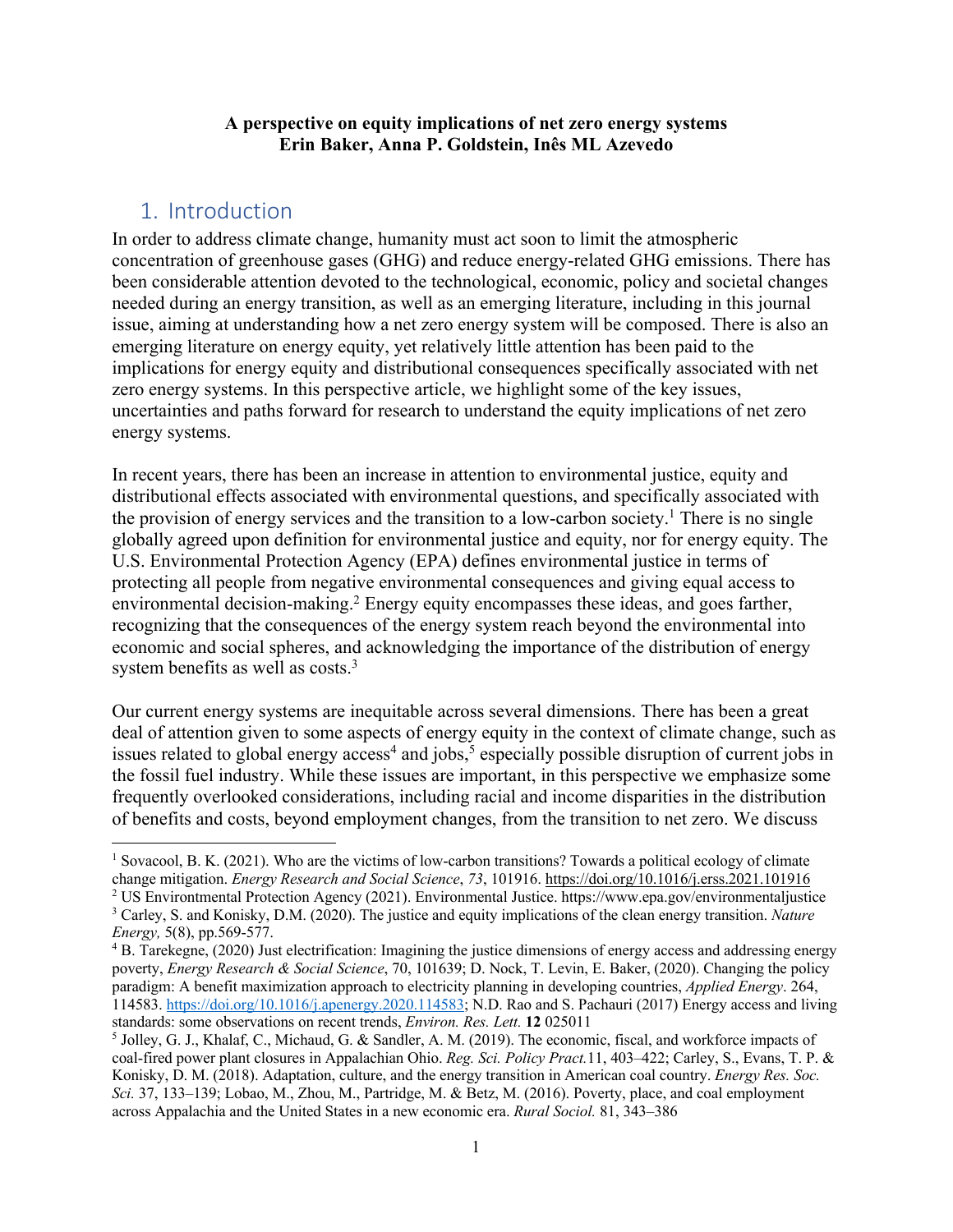**A perspective on equity implications of net zero energy systems**
**Erin Baker, Anna P. Goldstein, Inês ML Azevedo**

## 1. Introduction

In order to address climate change, humanity must act soon to limit the atmospheric concentration of greenhouse gases (GHG) and reduce energy-related GHG emissions. There has been considerable attention devoted to the technological, economic, policy and societal changes needed during an energy transition, as well as an emerging literature, including in this journal issue, aiming at understanding how a net zero energy system will be composed. There is also an emerging literature on energy equity, yet relatively little attention has been paid to the implications for energy equity and distributional consequences specifically associated with net zero energy systems. In this perspective article, we highlight some of the key issues, uncertainties and paths forward for research to understand the equity implications of net zero energy systems.

In recent years, there has been an increase in attention to environmental justice, equity and distributional effects associated with environmental questions, and specifically associated with the provision of energy services and the transition to a low-carbon society.[1] There is no single globally agreed upon definition for environmental justice and equity, nor for energy equity. The U.S. Environmental Protection Agency (EPA) defines environmental justice in terms of protecting all people from negative environmental consequences and giving equal access to environmental decision-making.[2] Energy equity encompasses these ideas, and goes farther, recognizing that the consequences of the energy system reach beyond the environmental into economic and social spheres, and acknowledging the importance of the distribution of energy system benefits as well as costs.[3]

Our current energy systems are inequitable across several dimensions. There has been a great deal of attention given to some aspects of energy equity in the context of climate change, such as issues related to global energy access[4] and jobs,[5] especially possible disruption of current jobs in the fossil fuel industry. While these issues are important, in this perspective we emphasize some frequently overlooked considerations, including racial and income disparities in the distribution of benefits and costs, beyond employment changes, from the transition to net zero. We discuss

---

[1] Sovacool, B. K. (2021). Who are the victims of low-carbon transitions? Towards a political ecology of climate change mitigation. *Energy Research and Social Science*, *73*, 101916. https://doi.org/10.1016/j.erss.2021.101916

[2] US Environtmental Protection Agency (2021). Environmental Justice. https://www.epa.gov/environmentaljustice

[3] Carley, S. and Konisky, D.M. (2020). The justice and equity implications of the clean energy transition. *Nature Energy,* 5(8), pp.569-577.

[4] B. Tarekegne, (2020) Just electrification: Imagining the justice dimensions of energy access and addressing energy poverty, *Energy Research & Social Science*, 70, 101639; D. Nock, T. Levin, E. Baker, (2020). Changing the policy paradigm: A benefit maximization approach to electricity planning in developing countries, *Applied Energy*. 264, 114583. https://doi.org/10.1016/j.apenergy.2020.114583; N.D. Rao and S. Pachauri (2017) Energy access and living standards: some observations on recent trends, *Environ. Res. Lett.* **12** 025011

[5] Jolley, G. J., Khalaf, C., Michaud, G. & Sandler, A. M. (2019). The economic, fiscal, and workforce impacts of coal-fired power plant closures in Appalachian Ohio. *Reg. Sci. Policy Pract.*11, 403–422; Carley, S., Evans, T. P. & Konisky, D. M. (2018). Adaptation, culture, and the energy transition in American coal country. *Energy Res. Soc. Sci.* 37, 133–139; Lobao, M., Zhou, M., Partridge, M. & Betz, M. (2016). Poverty, place, and coal employment across Appalachia and the United States in a new economic era. *Rural Sociol.* 81, 343–386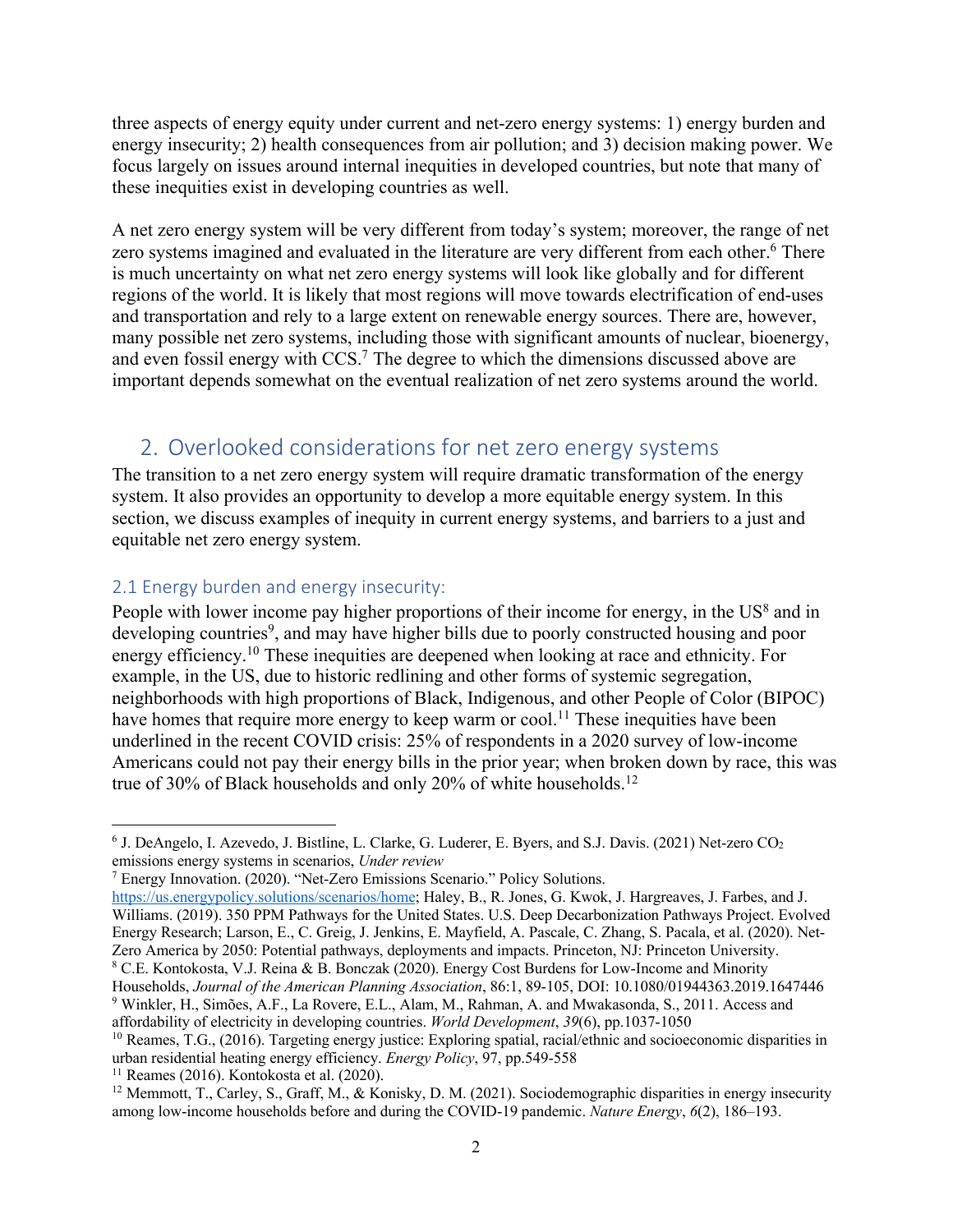three aspects of energy equity under current and net-zero energy systems: 1) energy burden and energy insecurity; 2) health consequences from air pollution; and 3) decision making power. We focus largely on issues around internal inequities in developed countries, but note that many of these inequities exist in developing countries as well.

A net zero energy system will be very different from today's system; moreover, the range of net zero systems imagined and evaluated in the literature are very different from each other.[6] There is much uncertainty on what net zero energy systems will look like globally and for different regions of the world. It is likely that most regions will move towards electrification of end-uses and transportation and rely to a large extent on renewable energy sources. There are, however, many possible net zero systems, including those with significant amounts of nuclear, bioenergy, and even fossil energy with CCS.[7] The degree to which the dimensions discussed above are important depends somewhat on the eventual realization of net zero systems around the world.

## 2. Overlooked considerations for net zero energy systems

The transition to a net zero energy system will require dramatic transformation of the energy system. It also provides an opportunity to develop a more equitable energy system. In this section, we discuss examples of inequity in current energy systems, and barriers to a just and equitable net zero energy system.

### 2.1 Energy burden and energy insecurity:

People with lower income pay higher proportions of their income for energy, in the US[8] and in developing countries[9], and may have higher bills due to poorly constructed housing and poor energy efficiency.[10] These inequities are deepened when looking at race and ethnicity. For example, in the US, due to historic redlining and other forms of systemic segregation, neighborhoods with high proportions of Black, Indigenous, and other People of Color (BIPOC) have homes that require more energy to keep warm or cool.[11] These inequities have been underlined in the recent COVID crisis: 25% of respondents in a 2020 survey of low-income Americans could not pay their energy bills in the prior year; when broken down by race, this was true of 30% of Black households and only 20% of white households.[12]

---

[6] J. DeAngelo, I. Azevedo, J. Bistline, L. Clarke, G. Luderer, E. Byers, and S.J. Davis. (2021) Net-zero $CO_2$ emissions energy systems in scenarios, *Under review*

[7] Energy Innovation. (2020). "Net-Zero Emissions Scenario." Policy Solutions. https://us.energypolicy.solutions/scenarios/home; Haley, B., R. Jones, G. Kwok, J. Hargreaves, J. Farbes, and J. Williams. (2019). 350 PPM Pathways for the United States. U.S. Deep Decarbonization Pathways Project. Evolved Energy Research; Larson, E., C. Greig, J. Jenkins, E. Mayfield, A. Pascale, C. Zhang, S. Pacala, et al. (2020). Net-Zero America by 2050: Potential pathways, deployments and impacts. Princeton, NJ: Princeton University.

[8] C.E. Kontokosta, V.J. Reina & B. Bonczak (2020). Energy Cost Burdens for Low-Income and Minority Households, *Journal of the American Planning Association*, 86:1, 89-105, DOI: 10.1080/01944363.2019.1647446

[9] Winkler, H., Simões, A.F., La Rovere, E.L., Alam, M., Rahman, A. and Mwakasonda, S., 2011. Access and affordability of electricity in developing countries. *World Development*, *39*(6), pp.1037-1050

[10] Reames, T.G., (2016). Targeting energy justice: Exploring spatial, racial/ethnic and socioeconomic disparities in urban residential heating energy efficiency. *Energy Policy*, 97, pp.549-558

[11] Reames (2016). Kontokosta et al. (2020).

[12] Memmott, T., Carley, S., Graff, M., & Konisky, D. M. (2021). Sociodemographic disparities in energy insecurity among low-income households before and during the COVID-19 pandemic. *Nature Energy*, *6*(2), 186–193.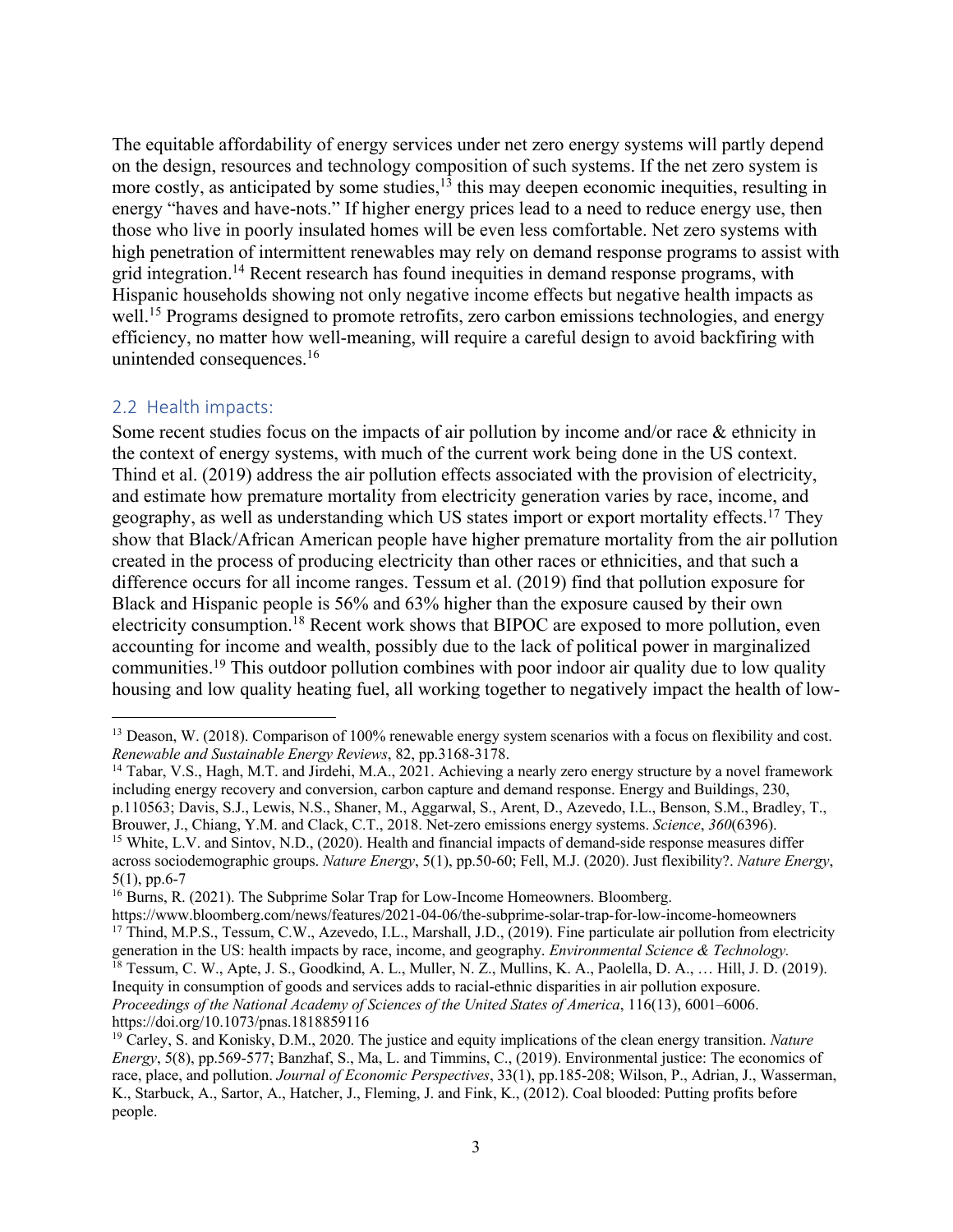The equitable affordability of energy services under net zero energy systems will partly depend on the design, resources and technology composition of such systems. If the net zero system is more costly, as anticipated by some studies,[13] this may deepen economic inequities, resulting in energy "haves and have-nots." If higher energy prices lead to a need to reduce energy use, then those who live in poorly insulated homes will be even less comfortable. Net zero systems with high penetration of intermittent renewables may rely on demand response programs to assist with grid integration.[14] Recent research has found inequities in demand response programs, with Hispanic households showing not only negative income effects but negative health impacts as well.[15] Programs designed to promote retrofits, zero carbon emissions technologies, and energy efficiency, no matter how well-meaning, will require a careful design to avoid backfiring with unintended consequences.[16]

## 2.2 Health impacts:

Some recent studies focus on the impacts of air pollution by income and/or race & ethnicity in the context of energy systems, with much of the current work being done in the US context. Thind et al. (2019) address the air pollution effects associated with the provision of electricity, and estimate how premature mortality from electricity generation varies by race, income, and geography, as well as understanding which US states import or export mortality effects.[17] They show that Black/African American people have higher premature mortality from the air pollution created in the process of producing electricity than other races or ethnicities, and that such a difference occurs for all income ranges. Tessum et al. (2019) find that pollution exposure for Black and Hispanic people is 56% and 63% higher than the exposure caused by their own electricity consumption.[18] Recent work shows that BIPOC are exposed to more pollution, even accounting for income and wealth, possibly due to the lack of political power in marginalized communities.[19] This outdoor pollution combines with poor indoor air quality due to low quality housing and low quality heating fuel, all working together to negatively impact the health of low-

---

[13] Deason, W. (2018). Comparison of 100% renewable energy system scenarios with a focus on flexibility and cost. *Renewable and Sustainable Energy Reviews*, 82, pp.3168-3178.

[14] Tabar, V.S., Hagh, M.T. and Jirdehi, M.A., 2021. Achieving a nearly zero energy structure by a novel framework including energy recovery and conversion, carbon capture and demand response. Energy and Buildings, 230, p.110563; Davis, S.J., Lewis, N.S., Shaner, M., Aggarwal, S., Arent, D., Azevedo, I.L., Benson, S.M., Bradley, T., Brouwer, J., Chiang, Y.M. and Clack, C.T., 2018. Net-zero emissions energy systems. *Science*, *360*(6396).

[15] White, L.V. and Sintov, N.D., (2020). Health and financial impacts of demand-side response measures differ across sociodemographic groups. *Nature Energy*, 5(1), pp.50-60; Fell, M.J. (2020). Just flexibility?. *Nature Energy*, 5(1), pp.6-7

[16] Burns, R. (2021). The Subprime Solar Trap for Low-Income Homeowners. Bloomberg. https://www.bloomberg.com/news/features/2021-04-06/the-subprime-solar-trap-for-low-income-homeowners

[17] Thind, M.P.S., Tessum, C.W., Azevedo, I.L., Marshall, J.D., (2019). Fine particulate air pollution from electricity generation in the US: health impacts by race, income, and geography. *Environmental Science & Technology.*

[18] Tessum, C. W., Apte, J. S., Goodkind, A. L., Muller, N. Z., Mullins, K. A., Paolella, D. A., … Hill, J. D. (2019). Inequity in consumption of goods and services adds to racial-ethnic disparities in air pollution exposure. *Proceedings of the National Academy of Sciences of the United States of America*, 116(13), 6001–6006. https://doi.org/10.1073/pnas.1818859116

[19] Carley, S. and Konisky, D.M., 2020. The justice and equity implications of the clean energy transition. *Nature Energy*, 5(8), pp.569-577; Banzhaf, S., Ma, L. and Timmins, C., (2019). Environmental justice: The economics of race, place, and pollution. *Journal of Economic Perspectives*, 33(1), pp.185-208; Wilson, P., Adrian, J., Wasserman, K., Starbuck, A., Sartor, A., Hatcher, J., Fleming, J. and Fink, K., (2012). Coal blooded: Putting profits before people.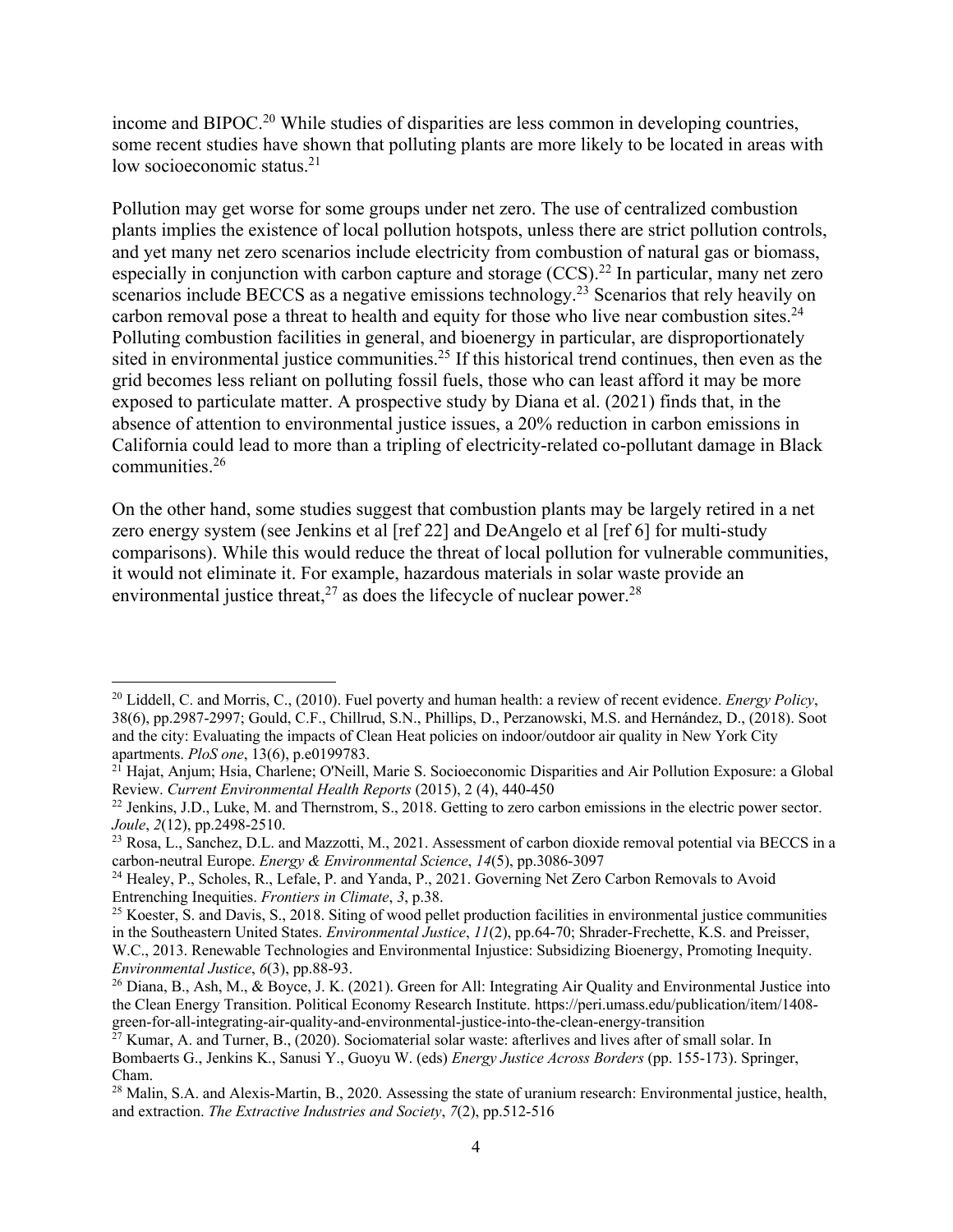income and BIPOC.[20] While studies of disparities are less common in developing countries, some recent studies have shown that polluting plants are more likely to be located in areas with low socioeconomic status.[21]

Pollution may get worse for some groups under net zero. The use of centralized combustion plants implies the existence of local pollution hotspots, unless there are strict pollution controls, and yet many net zero scenarios include electricity from combustion of natural gas or biomass, especially in conjunction with carbon capture and storage (CCS).[22] In particular, many net zero scenarios include BECCS as a negative emissions technology.[23] Scenarios that rely heavily on carbon removal pose a threat to health and equity for those who live near combustion sites.[24] Polluting combustion facilities in general, and bioenergy in particular, are disproportionately sited in environmental justice communities.[25] If this historical trend continues, then even as the grid becomes less reliant on polluting fossil fuels, those who can least afford it may be more exposed to particulate matter. A prospective study by Diana et al. (2021) finds that, in the absence of attention to environmental justice issues, a 20% reduction in carbon emissions in California could lead to more than a tripling of electricity-related co-pollutant damage in Black communities.[26]

On the other hand, some studies suggest that combustion plants may be largely retired in a net zero energy system (see Jenkins et al [ref 22] and DeAngelo et al [ref 6] for multi-study comparisons). While this would reduce the threat of local pollution for vulnerable communities, it would not eliminate it. For example, hazardous materials in solar waste provide an environmental justice threat,[27] as does the lifecycle of nuclear power.[28]

---

[20] Liddell, C. and Morris, C., (2010). Fuel poverty and human health: a review of recent evidence. *Energy Policy*, 38(6), pp.2987-2997; Gould, C.F., Chillrud, S.N., Phillips, D., Perzanowski, M.S. and Hernández, D., (2018). Soot and the city: Evaluating the impacts of Clean Heat policies on indoor/outdoor air quality in New York City apartments. *PloS one*, 13(6), p.e0199783.

[21] Hajat, Anjum; Hsia, Charlene; O'Neill, Marie S. Socioeconomic Disparities and Air Pollution Exposure: a Global Review. *Current Environmental Health Reports* (2015), 2 (4), 440-450

[22] Jenkins, J.D., Luke, M. and Thernstrom, S., 2018. Getting to zero carbon emissions in the electric power sector. *Joule*, *2*(12), pp.2498-2510.

[23] Rosa, L., Sanchez, D.L. and Mazzotti, M., 2021. Assessment of carbon dioxide removal potential via BECCS in a carbon-neutral Europe. *Energy & Environmental Science*, *14*(5), pp.3086-3097

[24] Healey, P., Scholes, R., Lefale, P. and Yanda, P., 2021. Governing Net Zero Carbon Removals to Avoid Entrenching Inequities. *Frontiers in Climate*, *3*, p.38.

[25] Koester, S. and Davis, S., 2018. Siting of wood pellet production facilities in environmental justice communities in the Southeastern United States. *Environmental Justice*, *11*(2), pp.64-70; Shrader-Frechette, K.S. and Preisser, W.C., 2013. Renewable Technologies and Environmental Injustice: Subsidizing Bioenergy, Promoting Inequity. *Environmental Justice*, *6*(3), pp.88-93.

[26] Diana, B., Ash, M., & Boyce, J. K. (2021). Green for All: Integrating Air Quality and Environmental Justice into the Clean Energy Transition. Political Economy Research Institute. https://peri.umass.edu/publication/item/1408-green-for-all-integrating-air-quality-and-environmental-justice-into-the-clean-energy-transition

[27] Kumar, A. and Turner, B., (2020). Sociomaterial solar waste: afterlives and lives after of small solar. In Bombaerts G., Jenkins K., Sanusi Y., Guoyu W. (eds) *Energy Justice Across Borders* (pp. 155-173). Springer, Cham.

[28] Malin, S.A. and Alexis-Martin, B., 2020. Assessing the state of uranium research: Environmental justice, health, and extraction. *The Extractive Industries and Society*, *7*(2), pp.512-516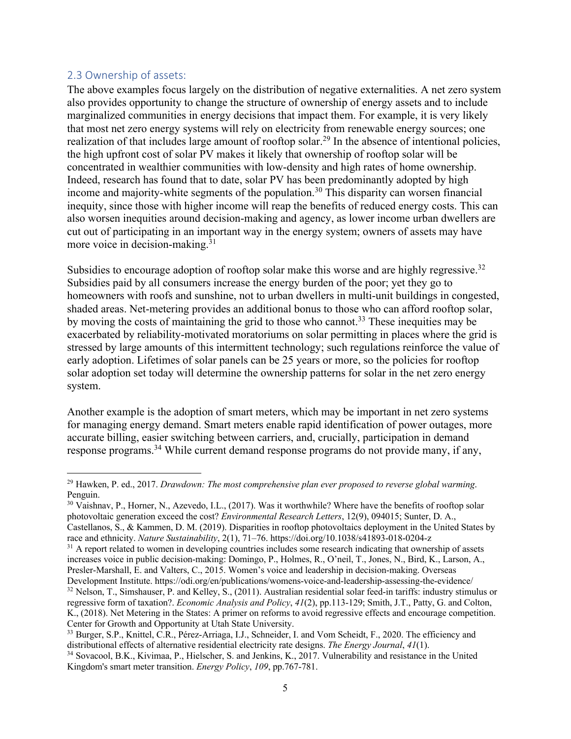## 2.3 Ownership of assets:

The above examples focus largely on the distribution of negative externalities. A net zero system also provides opportunity to change the structure of ownership of energy assets and to include marginalized communities in energy decisions that impact them. For example, it is very likely that most net zero energy systems will rely on electricity from renewable energy sources; one realization of that includes large amount of rooftop solar.[29] In the absence of intentional policies, the high upfront cost of solar PV makes it likely that ownership of rooftop solar will be concentrated in wealthier communities with low-density and high rates of home ownership. Indeed, research has found that to date, solar PV has been predominantly adopted by high income and majority-white segments of the population.[30] This disparity can worsen financial inequity, since those with higher income will reap the benefits of reduced energy costs. This can also worsen inequities around decision-making and agency, as lower income urban dwellers are cut out of participating in an important way in the energy system; owners of assets may have more voice in decision-making.[31]

Subsidies to encourage adoption of rooftop solar make this worse and are highly regressive.[32] Subsidies paid by all consumers increase the energy burden of the poor; yet they go to homeowners with roofs and sunshine, not to urban dwellers in multi-unit buildings in congested, shaded areas. Net-metering provides an additional bonus to those who can afford rooftop solar, by moving the costs of maintaining the grid to those who cannot.[33] These inequities may be exacerbated by reliability-motivated moratoriums on solar permitting in places where the grid is stressed by large amounts of this intermittent technology; such regulations reinforce the value of early adoption. Lifetimes of solar panels can be 25 years or more, so the policies for rooftop solar adoption set today will determine the ownership patterns for solar in the net zero energy system.

Another example is the adoption of smart meters, which may be important in net zero systems for managing energy demand. Smart meters enable rapid identification of power outages, more accurate billing, easier switching between carriers, and, crucially, participation in demand response programs.[34] While current demand response programs do not provide many, if any,

---

[29] Hawken, P. ed., 2017. *Drawdown: The most comprehensive plan ever proposed to reverse global warming*. Penguin.

[30] Vaishnav, P., Horner, N., Azevedo, I.L., (2017). Was it worthwhile? Where have the benefits of rooftop solar photovoltaic generation exceed the cost? *Environmental Research Letters*, 12(9), 094015; Sunter, D. A., Castellanos, S., & Kammen, D. M. (2019). Disparities in rooftop photovoltaics deployment in the United States by race and ethnicity. *Nature Sustainability*, 2(1), 71–76. https://doi.org/10.1038/s41893-018-0204-z

[31] A report related to women in developing countries includes some research indicating that ownership of assets increases voice in public decision-making: Domingo, P., Holmes, R., O'neil, T., Jones, N., Bird, K., Larson, A., Presler-Marshall, E. and Valters, C., 2015. Women's voice and leadership in decision-making. Overseas Development Institute. https://odi.org/en/publications/womens-voice-and-leadership-assessing-the-evidence/

[32] Nelson, T., Simshauser, P. and Kelley, S., (2011). Australian residential solar feed-in tariffs: industry stimulus or regressive form of taxation?. *Economic Analysis and Policy*, *41*(2), pp.113-129; Smith, J.T., Patty, G. and Colton, K., (2018). Net Metering in the States: A primer on reforms to avoid regressive effects and encourage competition. Center for Growth and Opportunity at Utah State University.

[33] Burger, S.P., Knittel, C.R., Pérez-Arriaga, I.J., Schneider, I. and Vom Scheidt, F., 2020. The efficiency and distributional effects of alternative residential electricity rate designs. *The Energy Journal*, *41*(1).

[34] Sovacool, B.K., Kivimaa, P., Hielscher, S. and Jenkins, K., 2017. Vulnerability and resistance in the United Kingdom's smart meter transition. *Energy Policy*, *109*, pp.767-781.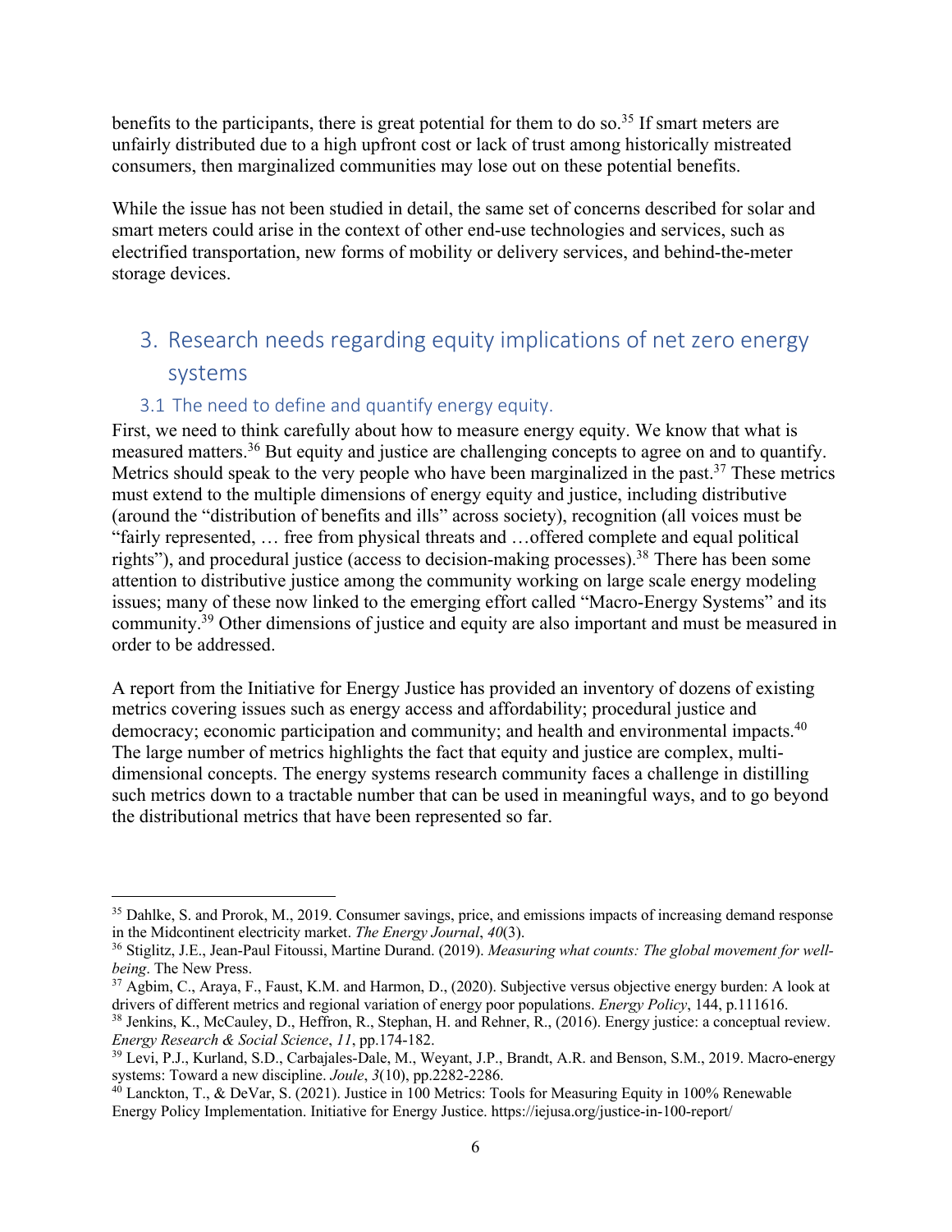benefits to the participants, there is great potential for them to do so.[35] If smart meters are unfairly distributed due to a high upfront cost or lack of trust among historically mistreated consumers, then marginalized communities may lose out on these potential benefits.

While the issue has not been studied in detail, the same set of concerns described for solar and smart meters could arise in the context of other end-use technologies and services, such as electrified transportation, new forms of mobility or delivery services, and behind-the-meter storage devices.

## 3. Research needs regarding equity implications of net zero energy systems

### 3.1 The need to define and quantify energy equity.

First, we need to think carefully about how to measure energy equity. We know that what is measured matters.[36] But equity and justice are challenging concepts to agree on and to quantify. Metrics should speak to the very people who have been marginalized in the past.[37] These metrics must extend to the multiple dimensions of energy equity and justice, including distributive (around the "distribution of benefits and ills" across society), recognition (all voices must be "fairly represented, … free from physical threats and …offered complete and equal political rights"), and procedural justice (access to decision-making processes).[38] There has been some attention to distributive justice among the community working on large scale energy modeling issues; many of these now linked to the emerging effort called "Macro-Energy Systems" and its community.[39] Other dimensions of justice and equity are also important and must be measured in order to be addressed.

A report from the Initiative for Energy Justice has provided an inventory of dozens of existing metrics covering issues such as energy access and affordability; procedural justice and democracy; economic participation and community; and health and environmental impacts.[40] The large number of metrics highlights the fact that equity and justice are complex, multi-dimensional concepts. The energy systems research community faces a challenge in distilling such metrics down to a tractable number that can be used in meaningful ways, and to go beyond the distributional metrics that have been represented so far.

---

[35] Dahlke, S. and Prorok, M., 2019. Consumer savings, price, and emissions impacts of increasing demand response in the Midcontinent electricity market. *The Energy Journal*, *40*(3).

[36] Stiglitz, J.E., Jean-Paul Fitoussi, Martine Durand. (2019). *Measuring what counts: The global movement for well-being*. The New Press.

[37] Agbim, C., Araya, F., Faust, K.M. and Harmon, D., (2020). Subjective versus objective energy burden: A look at drivers of different metrics and regional variation of energy poor populations. *Energy Policy*, 144, p.111616.

[38] Jenkins, K., McCauley, D., Heffron, R., Stephan, H. and Rehner, R., (2016). Energy justice: a conceptual review. *Energy Research & Social Science*, *11*, pp.174-182.

[39] Levi, P.J., Kurland, S.D., Carbajales-Dale, M., Weyant, J.P., Brandt, A.R. and Benson, S.M., 2019. Macro-energy systems: Toward a new discipline. *Joule*, *3*(10), pp.2282-2286.

[40] Lanckton, T., & DeVar, S. (2021). Justice in 100 Metrics: Tools for Measuring Equity in 100% Renewable Energy Policy Implementation. Initiative for Energy Justice. https://iejusa.org/justice-in-100-report/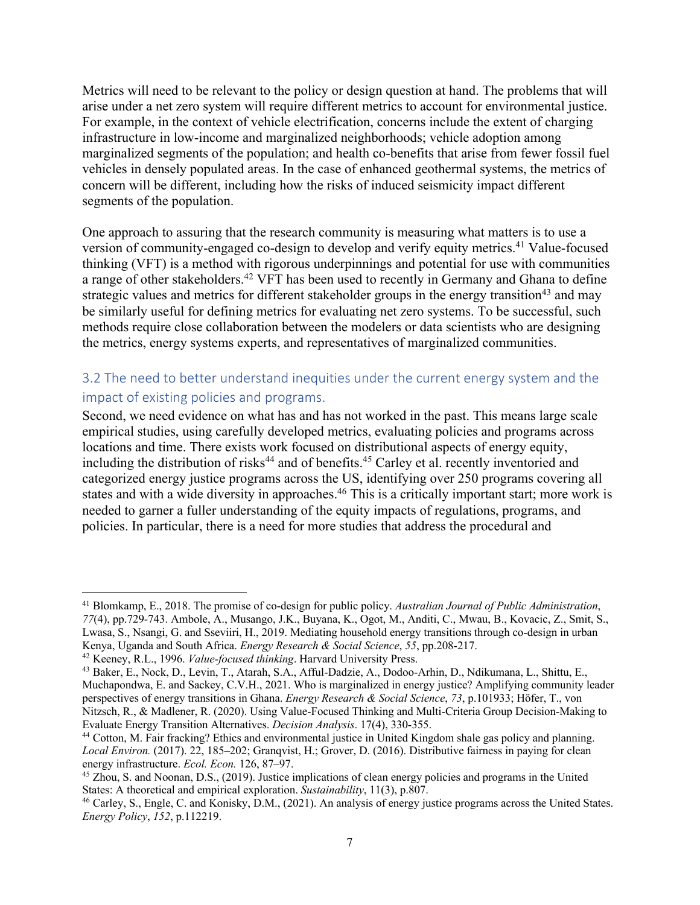Metrics will need to be relevant to the policy or design question at hand. The problems that will arise under a net zero system will require different metrics to account for environmental justice. For example, in the context of vehicle electrification, concerns include the extent of charging infrastructure in low-income and marginalized neighborhoods; vehicle adoption among marginalized segments of the population; and health co-benefits that arise from fewer fossil fuel vehicles in densely populated areas. In the case of enhanced geothermal systems, the metrics of concern will be different, including how the risks of induced seismicity impact different segments of the population.

One approach to assuring that the research community is measuring what matters is to use a version of community-engaged co-design to develop and verify equity metrics.[41] Value-focused thinking (VFT) is a method with rigorous underpinnings and potential for use with communities a range of other stakeholders.[42] VFT has been used to recently in Germany and Ghana to define strategic values and metrics for different stakeholder groups in the energy transition[43] and may be similarly useful for defining metrics for evaluating net zero systems. To be successful, such methods require close collaboration between the modelers or data scientists who are designing the metrics, energy systems experts, and representatives of marginalized communities.

## 3.2 The need to better understand inequities under the current energy system and the impact of existing policies and programs.

Second, we need evidence on what has and has not worked in the past. This means large scale empirical studies, using carefully developed metrics, evaluating policies and programs across locations and time. There exists work focused on distributional aspects of energy equity, including the distribution of risks[44] and of benefits.[45] Carley et al. recently inventoried and categorized energy justice programs across the US, identifying over 250 programs covering all states and with a wide diversity in approaches.[46] This is a critically important start; more work is needed to garner a fuller understanding of the equity impacts of regulations, programs, and policies. In particular, there is a need for more studies that address the procedural and

---

[41] Blomkamp, E., 2018. The promise of co-design for public policy. *Australian Journal of Public Administration*, *77*(4), pp.729-743. Ambole, A., Musango, J.K., Buyana, K., Ogot, M., Anditi, C., Mwau, B., Kovacic, Z., Smit, S., Lwasa, S., Nsangi, G. and Sseviiri, H., 2019. Mediating household energy transitions through co-design in urban Kenya, Uganda and South Africa. *Energy Research & Social Science*, *55*, pp.208-217.

[42] Keeney, R.L., 1996. *Value-focused thinking*. Harvard University Press.

[43] Baker, E., Nock, D., Levin, T., Atarah, S.A., Afful-Dadzie, A., Dodoo-Arhin, D., Ndikumana, L., Shittu, E., Muchapondwa, E. and Sackey, C.V.H., 2021. Who is marginalized in energy justice? Amplifying community leader perspectives of energy transitions in Ghana. *Energy Research & Social Science*, *73*, p.101933; Höfer, T., von Nitzsch, R., & Madlener, R. (2020). Using Value-Focused Thinking and Multi-Criteria Group Decision-Making to Evaluate Energy Transition Alternatives. *Decision Analysis*. 17(4), 330-355.

[44] Cotton, M. Fair fracking? Ethics and environmental justice in United Kingdom shale gas policy and planning. *Local Environ.* (2017). 22, 185–202; Granqvist, H.; Grover, D. (2016). Distributive fairness in paying for clean energy infrastructure. *Ecol. Econ.* 126, 87–97.

[45] Zhou, S. and Noonan, D.S., (2019). Justice implications of clean energy policies and programs in the United States: A theoretical and empirical exploration. *Sustainability*, 11(3), p.807.

[46] Carley, S., Engle, C. and Konisky, D.M., (2021). An analysis of energy justice programs across the United States. *Energy Policy*, *152*, p.112219.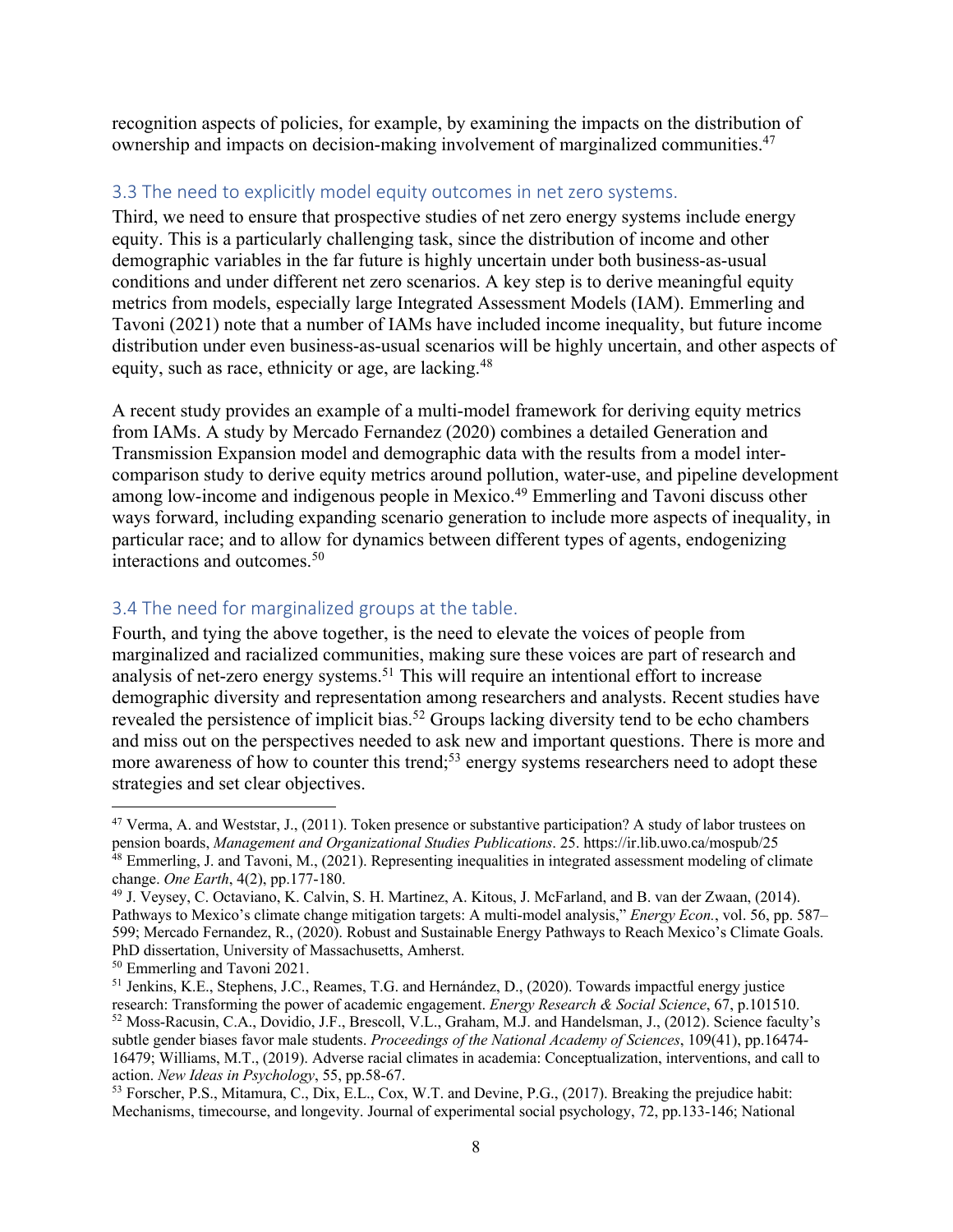recognition aspects of policies, for example, by examining the impacts on the distribution of ownership and impacts on decision-making involvement of marginalized communities.[47]

### 3.3 The need to explicitly model equity outcomes in net zero systems.

Third, we need to ensure that prospective studies of net zero energy systems include energy equity. This is a particularly challenging task, since the distribution of income and other demographic variables in the far future is highly uncertain under both business-as-usual conditions and under different net zero scenarios. A key step is to derive meaningful equity metrics from models, especially large Integrated Assessment Models (IAM). Emmerling and Tavoni (2021) note that a number of IAMs have included income inequality, but future income distribution under even business-as-usual scenarios will be highly uncertain, and other aspects of equity, such as race, ethnicity or age, are lacking.[48]

A recent study provides an example of a multi-model framework for deriving equity metrics from IAMs. A study by Mercado Fernandez (2020) combines a detailed Generation and Transmission Expansion model and demographic data with the results from a model inter-comparison study to derive equity metrics around pollution, water-use, and pipeline development among low-income and indigenous people in Mexico.[49] Emmerling and Tavoni discuss other ways forward, including expanding scenario generation to include more aspects of inequality, in particular race; and to allow for dynamics between different types of agents, endogenizing interactions and outcomes.[50]

### 3.4 The need for marginalized groups at the table.

Fourth, and tying the above together, is the need to elevate the voices of people from marginalized and racialized communities, making sure these voices are part of research and analysis of net-zero energy systems.[51] This will require an intentional effort to increase demographic diversity and representation among researchers and analysts. Recent studies have revealed the persistence of implicit bias.[52] Groups lacking diversity tend to be echo chambers and miss out on the perspectives needed to ask new and important questions. There is more and more awareness of how to counter this trend;[53] energy systems researchers need to adopt these strategies and set clear objectives.

---

[47] Verma, A. and Weststar, J., (2011). Token presence or substantive participation? A study of labor trustees on pension boards, *Management and Organizational Studies Publications*. 25. https://ir.lib.uwo.ca/mospub/25

[48] Emmerling, J. and Tavoni, M., (2021). Representing inequalities in integrated assessment modeling of climate change. *One Earth*, 4(2), pp.177-180.

[49] J. Veysey, C. Octaviano, K. Calvin, S. H. Martinez, A. Kitous, J. McFarland, and B. van der Zwaan, (2014). Pathways to Mexico's climate change mitigation targets: A multi-model analysis," *Energy Econ.*, vol. 56, pp. 587–599; Mercado Fernandez, R., (2020). Robust and Sustainable Energy Pathways to Reach Mexico's Climate Goals. PhD dissertation, University of Massachusetts, Amherst.

[50] Emmerling and Tavoni 2021.

[51] Jenkins, K.E., Stephens, J.C., Reames, T.G. and Hernández, D., (2020). Towards impactful energy justice research: Transforming the power of academic engagement. *Energy Research & Social Science*, 67, p.101510.

[52] Moss-Racusin, C.A., Dovidio, J.F., Brescoll, V.L., Graham, M.J. and Handelsman, J., (2012). Science faculty's subtle gender biases favor male students. *Proceedings of the National Academy of Sciences*, 109(41), pp.16474-16479; Williams, M.T., (2019). Adverse racial climates in academia: Conceptualization, interventions, and call to action. *New Ideas in Psychology*, 55, pp.58-67.

[53] Forscher, P.S., Mitamura, C., Dix, E.L., Cox, W.T. and Devine, P.G., (2017). Breaking the prejudice habit: Mechanisms, timecourse, and longevity. Journal of experimental social psychology, 72, pp.133-146; National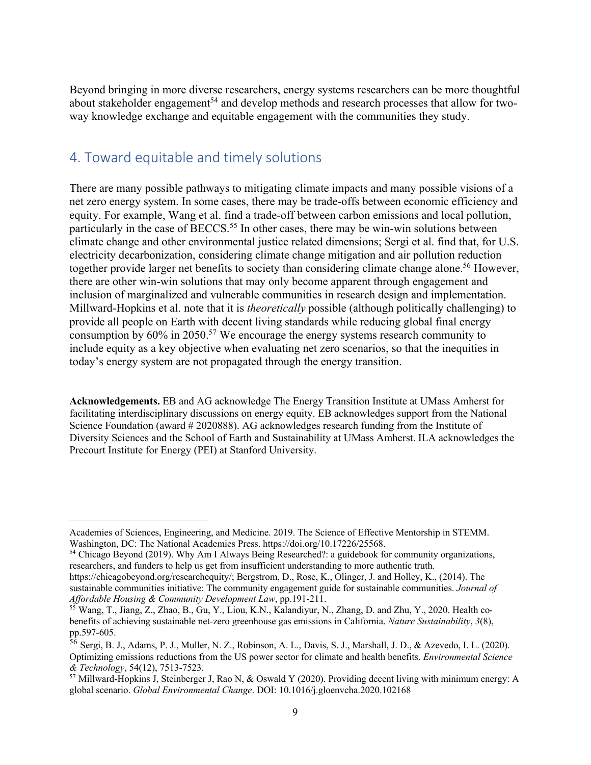Beyond bringing in more diverse researchers, energy systems researchers can be more thoughtful about stakeholder engagement[54] and develop methods and research processes that allow for two-way knowledge exchange and equitable engagement with the communities they study.

## 4. Toward equitable and timely solutions

There are many possible pathways to mitigating climate impacts and many possible visions of a net zero energy system. In some cases, there may be trade-offs between economic efficiency and equity. For example, Wang et al. find a trade-off between carbon emissions and local pollution, particularly in the case of BECCS.[55] In other cases, there may be win-win solutions between climate change and other environmental justice related dimensions; Sergi et al. find that, for U.S. electricity decarbonization, considering climate change mitigation and air pollution reduction together provide larger net benefits to society than considering climate change alone.[56] However, there are other win-win solutions that may only become apparent through engagement and inclusion of marginalized and vulnerable communities in research design and implementation. Millward-Hopkins et al. note that it is *theoretically* possible (although politically challenging) to provide all people on Earth with decent living standards while reducing global final energy consumption by 60% in 2050.[57] We encourage the energy systems research community to include equity as a key objective when evaluating net zero scenarios, so that the inequities in today's energy system are not propagated through the energy transition.

**Acknowledgements.** EB and AG acknowledge The Energy Transition Institute at UMass Amherst for facilitating interdisciplinary discussions on energy equity. EB acknowledges support from the National Science Foundation (award # 2020888). AG acknowledges research funding from the Institute of Diversity Sciences and the School of Earth and Sustainability at UMass Amherst. ILA acknowledges the Precourt Institute for Energy (PEI) at Stanford University.

---

Academies of Sciences, Engineering, and Medicine. 2019. The Science of Effective Mentorship in STEMM. Washington, DC: The National Academies Press. https://doi.org/10.17226/25568.

[54] Chicago Beyond (2019). Why Am I Always Being Researched?: a guidebook for community organizations, researchers, and funders to help us get from insufficient understanding to more authentic truth. https://chicagobeyond.org/researchequity/; Bergstrom, D., Rose, K., Olinger, J. and Holley, K., (2014). The sustainable communities initiative: The community engagement guide for sustainable communities. *Journal of Affordable Housing & Community Development Law*, pp.191-211.

[55] Wang, T., Jiang, Z., Zhao, B., Gu, Y., Liou, K.N., Kalandiyur, N., Zhang, D. and Zhu, Y., 2020. Health co-benefits of achieving sustainable net-zero greenhouse gas emissions in California. *Nature Sustainability*, *3*(8), pp.597-605.

[56] Sergi, B. J., Adams, P. J., Muller, N. Z., Robinson, A. L., Davis, S. J., Marshall, J. D., & Azevedo, I. L. (2020). Optimizing emissions reductions from the US power sector for climate and health benefits. *Environmental Science & Technology*, 54(12), 7513-7523.

[57] Millward-Hopkins J, Steinberger J, Rao N, & Oswald Y (2020). Providing decent living with minimum energy: A global scenario. *Global Environmental Change*. DOI: 10.1016/j.gloenvcha.2020.102168